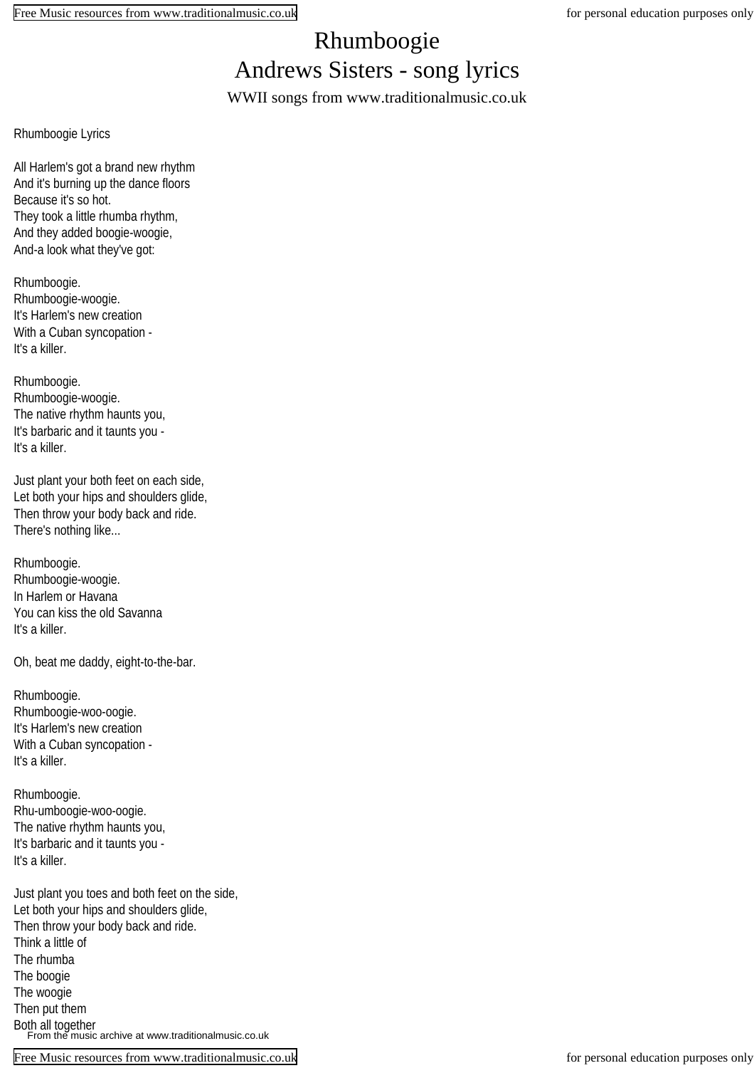# Rhumboogie
# Andrews Sisters - song lyrics

WWII songs from www.traditionalmusic.co.uk

Rhumboogie Lyrics

All Harlem's got a brand new rhythm
And it's burning up the dance floors
Because it's so hot.
They took a little rhumba rhythm,
And they added boogie-woogie,
And-a look what they've got:

Rhumboogie.
Rhumboogie-woogie.
It's Harlem's new creation
With a Cuban syncopation -
It's a killer.

Rhumboogie.
Rhumboogie-woogie.
The native rhythm haunts you,
It's barbaric and it taunts you -
It's a killer.

Just plant your both feet on each side,
Let both your hips and shoulders glide,
Then throw your body back and ride.
There's nothing like...

Rhumboogie.
Rhumboogie-woogie.
In Harlem or Havana
You can kiss the old Savanna
It's a killer.

Oh, beat me daddy, eight-to-the-bar.

Rhumboogie.
Rhumboogie-woo-oogie.
It's Harlem's new creation
With a Cuban syncopation -
It's a killer.

Rhumboogie.
Rhu-umboogie-woo-oogie.
The native rhythm haunts you,
It's barbaric and it taunts you -
It's a killer.

Just plant you toes and both feet on the side,
Let both your hips and shoulders glide,
Then throw your body back and ride.
Think a little of
The rhumba
The boogie
The woogie
Then put them
Both all together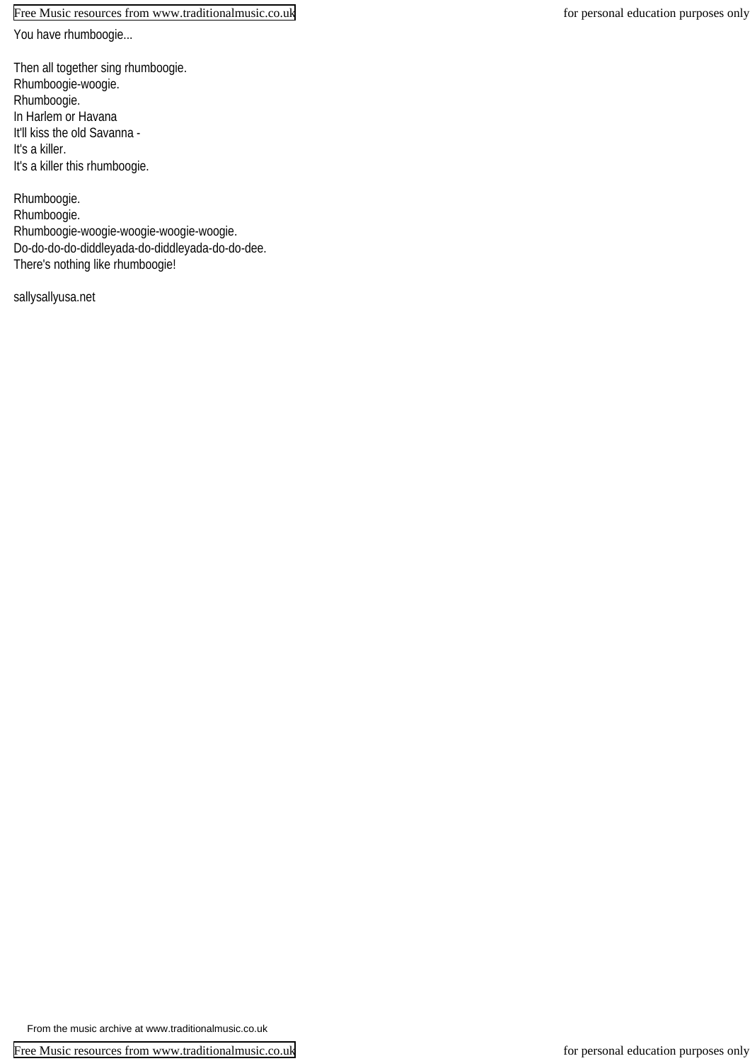You have rhumboogie...

Then all together sing rhumboogie.
Rhumboogie-woogie.
Rhumboogie.
In Harlem or Havana
It'll kiss the old Savanna -
It's a killer.
It's a killer this rhumboogie.

Rhumboogie.
Rhumboogie.
Rhumboogie-woogie-woogie-woogie-woogie.
Do-do-do-do-diddleyada-do-diddleyada-do-do-dee.
There's nothing like rhumboogie!

sallysallyusa.net

From the music archive at www.traditionalmusic.co.uk